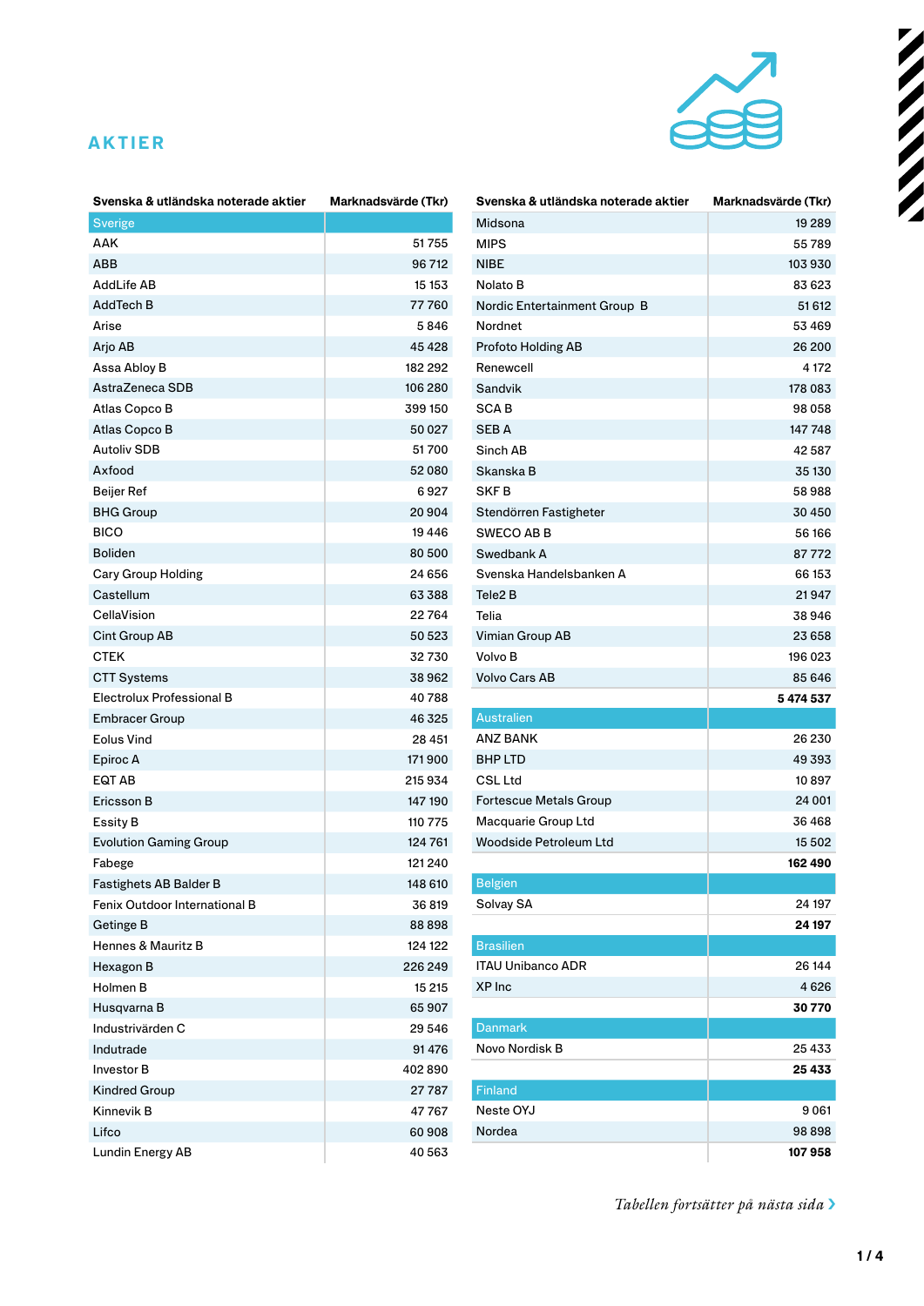# AKTIER

| Svenska & utländska noterade aktier | Marknadsvärde (Tkr) |
|---|---|
| **Sverige** | |
| AAK | 51 755 |
| ABB | 96 712 |
| AddLife AB | 15 153 |
| AddTech B | 77 760 |
| Arise | 5 846 |
| Arjo AB | 45 428 |
| Assa Abloy B | 182 292 |
| AstraZeneca SDB | 106 280 |
| Atlas Copco B | 399 150 |
| Atlas Copco B | 50 027 |
| Autoliv SDB | 51 700 |
| Axfood | 52 080 |
| Beijer Ref | 6 927 |
| BHG Group | 20 904 |
| BICO | 19 446 |
| Boliden | 80 500 |
| Cary Group Holding | 24 656 |
| Castellum | 63 388 |
| CellaVision | 22 764 |
| Cint Group AB | 50 523 |
| CTEK | 32 730 |
| CTT Systems | 38 962 |
| Electrolux Professional B | 40 788 |
| Embracer Group | 46 325 |
| Eolus Vind | 28 451 |
| Epiroc A | 171 900 |
| EQT AB | 215 934 |
| Ericsson B | 147 190 |
| Essity B | 110 775 |
| Evolution Gaming Group | 124 761 |
| Fabege | 121 240 |
| Fastighets AB Balder B | 148 610 |
| Fenix Outdoor International B | 36 819 |
| Getinge B | 88 898 |
| Hennes & Mauritz B | 124 122 |
| Hexagon B | 226 249 |
| Holmen B | 15 215 |
| Husqvarna B | 65 907 |
| Industrivärden C | 29 546 |
| Indutrade | 91 476 |
| Investor B | 402 890 |
| Kindred Group | 27 787 |
| Kinnevik B | 47 767 |
| Lifco | 60 908 |
| Lundin Energy AB | 40 563 |
| Midsona | 19 289 |
| MIPS | 55 789 |
| NIBE | 103 930 |
| Nolato B | 83 623 |
| Nordic Entertainment Group B | 51 612 |
| Nordnet | 53 469 |
| Profoto Holding AB | 26 200 |
| Renewcell | 4 172 |
| Sandvik | 178 083 |
| SCA B | 98 058 |
| SEB A | 147 748 |
| Sinch AB | 42 587 |
| Skanska B | 35 130 |
| SKF B | 58 988 |
| Stendörren Fastigheter | 30 450 |
| SWECO AB B | 56 166 |
| Swedbank A | 87 772 |
| Svenska Handelsbanken A | 66 153 |
| Tele2 B | 21 947 |
| Telia | 38 946 |
| Vimian Group AB | 23 658 |
| Volvo B | 196 023 |
| Volvo Cars AB | 85 646 |
| | **5 474 537** |
| **Australien** | |
| ANZ BANK | 26 230 |
| BHP LTD | 49 393 |
| CSL Ltd | 10 897 |
| Fortescue Metals Group | 24 001 |
| Macquarie Group Ltd | 36 468 |
| Woodside Petroleum Ltd | 15 502 |
| | **162 490** |
| **Belgien** | |
| Solvay SA | 24 197 |
| | **24 197** |
| **Brasilien** | |
| ITAU Unibanco ADR | 26 144 |
| XP Inc | 4 626 |
| | **30 770** |
| **Danmark** | |
| Novo Nordisk B | 25 433 |
| | **25 433** |
| **Finland** | |
| Neste OYJ | 9 061 |
| Nordea | 98 898 |
| | **107 958** |

*Tabellen fortsätter på nästa sida* ›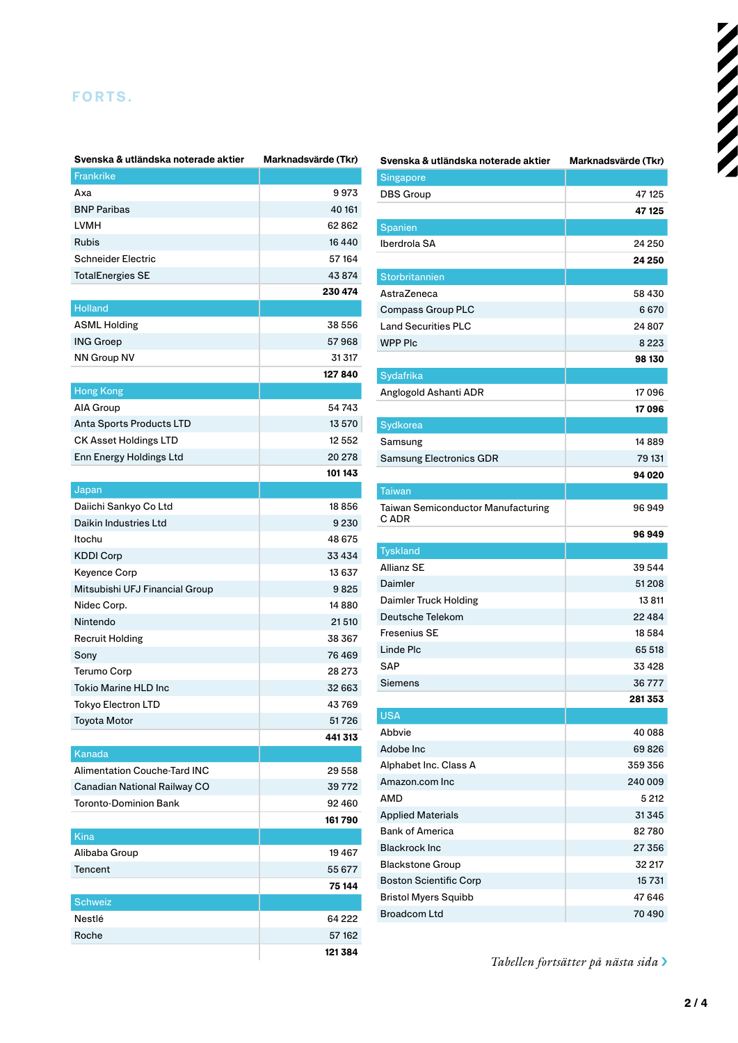FORTS.

| Svenska & utländska noterade aktier | Marknadsvärde (Tkr) |
|---|---|
| **Frankrike** | |
| Axa | 9 973 |
| BNP Paribas | 40 161 |
| LVMH | 62 862 |
| Rubis | 16 440 |
| Schneider Electric | 57 164 |
| TotalEnergies SE | 43 874 |
| | **230 474** |
| **Holland** | |
| ASML Holding | 38 556 |
| ING Groep | 57 968 |
| NN Group NV | 31 317 |
| | **127 840** |
| **Hong Kong** | |
| AIA Group | 54 743 |
| Anta Sports Products LTD | 13 570 |
| CK Asset Holdings LTD | 12 552 |
| Enn Energy Holdings Ltd | 20 278 |
| | **101 143** |
| **Japan** | |
| Daiichi Sankyo Co Ltd | 18 856 |
| Daikin Industries Ltd | 9 230 |
| Itochu | 48 675 |
| KDDI Corp | 33 434 |
| Keyence Corp | 13 637 |
| Mitsubishi UFJ Financial Group | 9 825 |
| Nidec Corp. | 14 880 |
| Nintendo | 21 510 |
| Recruit Holding | 38 367 |
| Sony | 76 469 |
| Terumo Corp | 28 273 |
| Tokio Marine HLD Inc | 32 663 |
| Tokyo Electron LTD | 43 769 |
| Toyota Motor | 51 726 |
| | **441 313** |
| **Kanada** | |
| Alimentation Couche-Tard INC | 29 558 |
| Canadian National Railway CO | 39 772 |
| Toronto-Dominion Bank | 92 460 |
| | **161 790** |
| **Kina** | |
| Alibaba Group | 19 467 |
| Tencent | 55 677 |
| | **75 144** |
| **Schweiz** | |
| Nestlé | 64 222 |
| Roche | 57 162 |
| | **121 384** |

| Svenska & utländska noterade aktier | Marknadsvärde (Tkr) |
|---|---|
| **Singapore** | |
| DBS Group | 47 125 |
| | **47 125** |
| **Spanien** | |
| Iberdrola SA | 24 250 |
| | **24 250** |
| **Storbritannien** | |
| AstraZeneca | 58 430 |
| Compass Group PLC | 6 670 |
| Land Securities PLC | 24 807 |
| WPP Plc | 8 223 |
| | **98 130** |
| **Sydafrika** | |
| Anglogold Ashanti ADR | 17 096 |
| | **17 096** |
| **Sydkorea** | |
| Samsung | 14 889 |
| Samsung Electronics GDR | 79 131 |
| | **94 020** |
| **Taiwan** | |
| Taiwan Semiconductor Manufacturing C ADR | 96 949 |
| | **96 949** |
| **Tyskland** | |
| Allianz SE | 39 544 |
| Daimler | 51 208 |
| Daimler Truck Holding | 13 811 |
| Deutsche Telekom | 22 484 |
| Fresenius SE | 18 584 |
| Linde Plc | 65 518 |
| SAP | 33 428 |
| Siemens | 36 777 |
| | **281 353** |
| **USA** | |
| Abbvie | 40 088 |
| Adobe Inc | 69 826 |
| Alphabet Inc. Class A | 359 356 |
| Amazon.com Inc | 240 009 |
| AMD | 5 212 |
| Applied Materials | 31 345 |
| Bank of America | 82 780 |
| Blackrock Inc | 27 356 |
| Blackstone Group | 32 217 |
| Boston Scientific Corp | 15 731 |
| Bristol Myers Squibb | 47 646 |
| Broadcom Ltd | 70 490 |

*Tabellen fortsätter på nästa sida ›*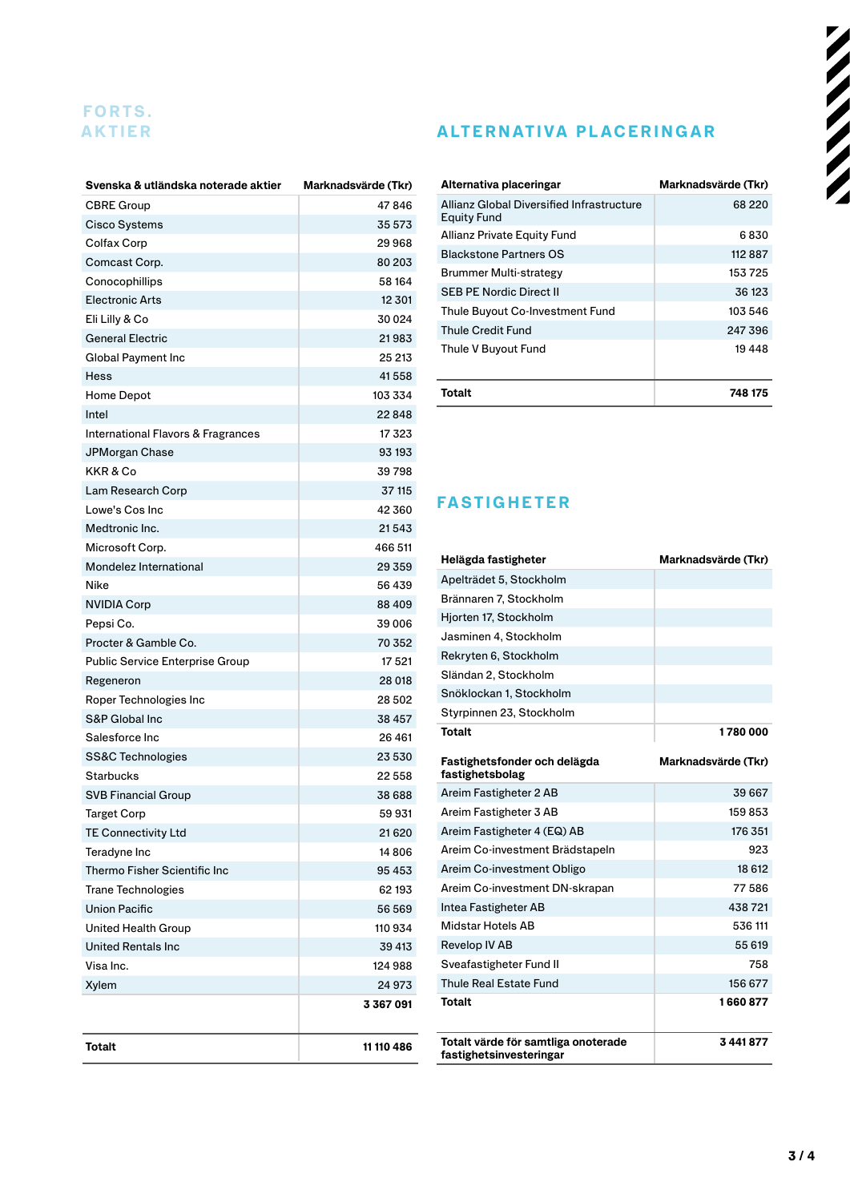## FORTS. AKTIER

| Svenska & utländska noterade aktier | Marknadsvärde (Tkr) |
|---|---|
| CBRE Group | 47 846 |
| Cisco Systems | 35 573 |
| Colfax Corp | 29 968 |
| Comcast Corp. | 80 203 |
| Conocophillips | 58 164 |
| Electronic Arts | 12 301 |
| Eli Lilly & Co | 30 024 |
| General Electric | 21 983 |
| Global Payment Inc | 25 213 |
| Hess | 41 558 |
| Home Depot | 103 334 |
| Intel | 22 848 |
| International Flavors & Fragrances | 17 323 |
| JPMorgan Chase | 93 193 |
| KKR & Co | 39 798 |
| Lam Research Corp | 37 115 |
| Lowe's Cos Inc | 42 360 |
| Medtronic Inc. | 21 543 |
| Microsoft Corp. | 466 511 |
| Mondelez International | 29 359 |
| Nike | 56 439 |
| NVIDIA Corp | 88 409 |
| Pepsi Co. | 39 006 |
| Procter & Gamble Co. | 70 352 |
| Public Service Enterprise Group | 17 521 |
| Regeneron | 28 018 |
| Roper Technologies Inc | 28 502 |
| S&P Global Inc | 38 457 |
| Salesforce Inc | 26 461 |
| SS&C Technologies | 23 530 |
| Starbucks | 22 558 |
| SVB Financial Group | 38 688 |
| Target Corp | 59 931 |
| TE Connectivity Ltd | 21 620 |
| Teradyne Inc | 14 806 |
| Thermo Fisher Scientific Inc | 95 453 |
| Trane Technologies | 62 193 |
| Union Pacific | 56 569 |
| United Health Group | 110 934 |
| United Rentals Inc | 39 413 |
| Visa Inc. | 124 988 |
| Xylem | 24 973 |
| | **3 367 091** |
| **Totalt** | **11 110 486** |

## ALTERNATIVA PLACERINGAR

| Alternativa placeringar | Marknadsvärde (Tkr) |
|---|---|
| Allianz Global Diversified Infrastructure Equity Fund | 68 220 |
| Allianz Private Equity Fund | 6 830 |
| Blackstone Partners OS | 112 887 |
| Brummer Multi-strategy | 153 725 |
| SEB PE Nordic Direct II | 36 123 |
| Thule Buyout Co-Investment Fund | 103 546 |
| Thule Credit Fund | 247 396 |
| Thule V Buyout Fund | 19 448 |
| **Totalt** | **748 175** |

## FASTIGHETER

| Helägda fastigheter | Marknadsvärde (Tkr) |
|---|---|
| Apelträdet 5, Stockholm | |
| Brännaren 7, Stockholm | |
| Hjorten 17, Stockholm | |
| Jasminen 4, Stockholm | |
| Rekryten 6, Stockholm | |
| Sländan 2, Stockholm | |
| Snöklockan 1, Stockholm | |
| Styrpinnen 23, Stockholm | |
| **Totalt** | **1 780 000** |

| Fastighetsfonder och delägda fastighetsbolag | Marknadsvärde (Tkr) |
|---|---|
| Areim Fastigheter 2 AB | 39 667 |
| Areim Fastigheter 3 AB | 159 853 |
| Areim Fastigheter 4 (EQ) AB | 176 351 |
| Areim Co-investment Brädstapeln | 923 |
| Areim Co-investment Obligo | 18 612 |
| Areim Co-investment DN-skrapan | 77 586 |
| Intea Fastigheter AB | 438 721 |
| Midstar Hotels AB | 536 111 |
| Revelop IV AB | 55 619 |
| Sveafastigheter Fund II | 758 |
| Thule Real Estate Fund | 156 677 |
| **Totalt** | **1 660 877** |
| **Totalt värde för samtliga onoterade fastighetsinvesteringar** | **3 441 877** |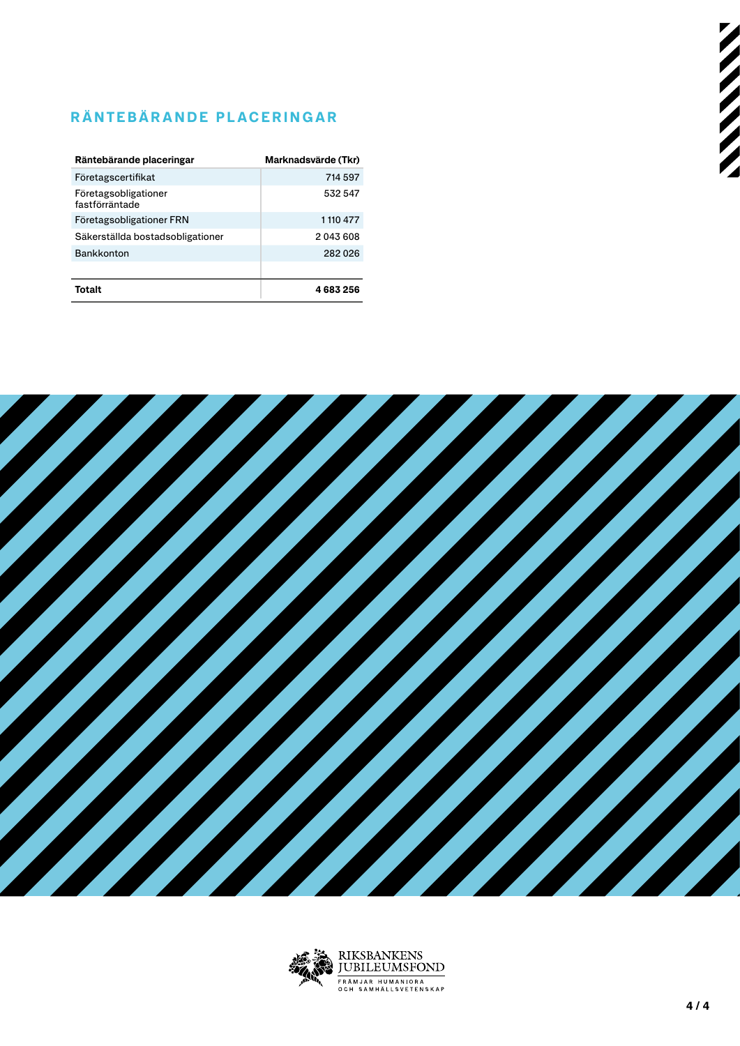## RÄNTEBÄRANDE PLACERINGAR

| Räntebärande placeringar | Marknadsvärde (Tkr) |
|---|---|
| Företagscertifikat | 714 597 |
| Företagsobligationer fastförräntade | 532 547 |
| Företagsobligationer FRN | 1 110 477 |
| Säkerställda bostadsobligationer | 2 043 608 |
| Bankkonton | 282 026 |
| | |
| **Totalt** | **4 683 256** |

RIKSBANKENS JUBILEUMSFOND
FRÄMJAR HUMANIORA OCH SAMHÄLLSVETENSKAP